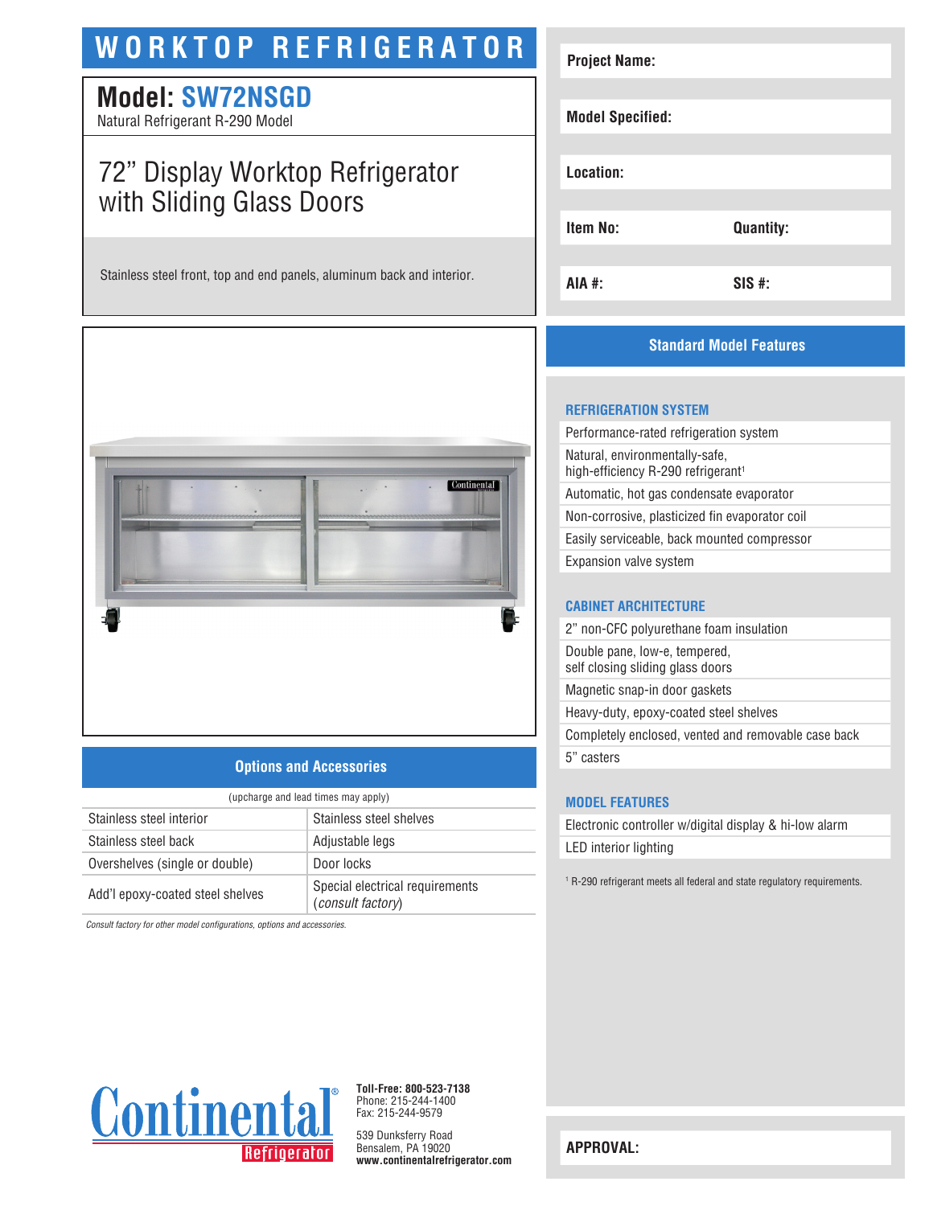# WORKTOP REFRIGERATOR

## Model: SW72NSGD

Natural Refrigerant R-290 Model

### 72" Display Worktop Refrigerator with Sliding Glass Doors

Stainless steel front, top and end panels, aluminum back and interior.

| Project Name: | |
|---|---|
| Model Specified: | |
| Location: | |
| Item No: | Quantity: |
| AIA #: | SIS #: |

## Standard Model Features

### REFRIGERATION SYSTEM

- Performance-rated refrigeration system
- Natural, environmentally-safe, high-efficiency R-290 refrigerant[1]
- Automatic, hot gas condensate evaporator
- Non-corrosive, plasticized fin evaporator coil
- Easily serviceable, back mounted compressor
- Expansion valve system

### CABINET ARCHITECTURE

- 2" non-CFC polyurethane foam insulation
- Double pane, low-e, tempered, self closing sliding glass doors
- Magnetic snap-in door gaskets
- Heavy-duty, epoxy-coated steel shelves
- Completely enclosed, vented and removable case back
- 5" casters

### MODEL FEATURES

- Electronic controller w/digital display & hi-low alarm
- LED interior lighting

[1] R-290 refrigerant meets all federal and state regulatory requirements.

## Options and Accessories

(upcharge and lead times may apply)

| | |
|---|---|
| Stainless steel interior | Stainless steel shelves |
| Stainless steel back | Adjustable legs |
| Overshelves (single or double) | Door locks |
| Add'l epoxy-coated steel shelves | Special electrical requirements (*consult factory*) |

*Consult factory for other model configurations, options and accessories.*

Continental Refrigerator

**Toll-Free: 800-523-7138**
Phone: 215-244-1400
Fax: 215-244-9579

539 Dunksferry Road
Bensalem, PA 19020
**www.continentalrefrigerator.com**

**APPROVAL:**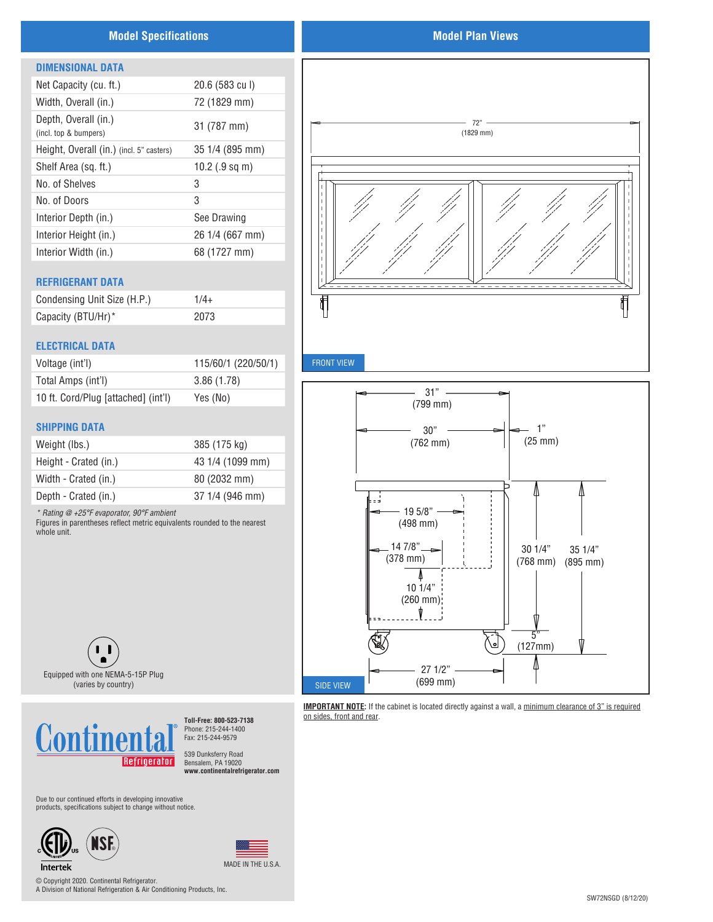## Model Specifications

### DIMENSIONAL DATA

| | |
|---|---|
| Net Capacity (cu. ft.) | 20.6 (583 cu l) |
| Width, Overall (in.) | 72 (1829 mm) |
| Depth, Overall (in.) (incl. top & bumpers) | 31 (787 mm) |
| Height, Overall (in.) (incl. 5" casters) | 35 1/4 (895 mm) |
| Shelf Area (sq. ft.) | 10.2 (.9 sq m) |
| No. of Shelves | 3 |
| No. of Doors | 3 |
| Interior Depth (in.) | See Drawing |
| Interior Height (in.) | 26 1/4 (667 mm) |
| Interior Width (in.) | 68 (1727 mm) |

### REFRIGERANT DATA

| | |
|---|---|
| Condensing Unit Size (H.P.) | 1/4+ |
| Capacity (BTU/Hr)* | 2073 |

### ELECTRICAL DATA

| | |
|---|---|
| Voltage (int'l) | 115/60/1 (220/50/1) |
| Total Amps (int'l) | 3.86 (1.78) |
| 10 ft. Cord/Plug [attached] (int'l) | Yes (No) |

### SHIPPING DATA

| | |
|---|---|
| Weight (lbs.) | 385 (175 kg) |
| Height - Crated (in.) | 43 1/4 (1099 mm) |
| Width - Crated (in.) | 80 (2032 mm) |
| Depth - Crated (in.) | 37 1/4 (946 mm) |

*\* Rating @ +25°F evaporator, 90°F ambient*

Figures in parentheses reflect metric equivalents rounded to the nearest whole unit.

Equipped with one NEMA-5-15P Plug (varies by country)

## Model Plan Views

72"
(1829 mm)

FRONT VIEW

31"
(799 mm)

30"
(762 mm)

1"
(25 mm)

19 5/8"
(498 mm)

14 7/8"
(378 mm)

10 1/4"
(260 mm)

30 1/4"
(768 mm)

35 1/4"
(895 mm)

5"
(127mm)

27 1/2"
(699 mm)

SIDE VIEW

**IMPORTANT NOTE:** If the cabinet is located directly against a wall, a minimum clearance of 3" is required on sides, front and rear.

Continental Refrigerator

**Toll-Free: 800-523-7138**
Phone: 215-244-1400
Fax: 215-244-9579

539 Dunksferry Road
Bensalem, PA 19020
**www.continentalrefrigerator.com**

Due to our continued efforts in developing innovative products, specifications subject to change without notice.

Intertek

MADE IN THE U.S.A.

© Copyright 2020. Continental Refrigerator.
A Division of National Refrigeration & Air Conditioning Products, Inc.

SW72NSGD (8/12/20)